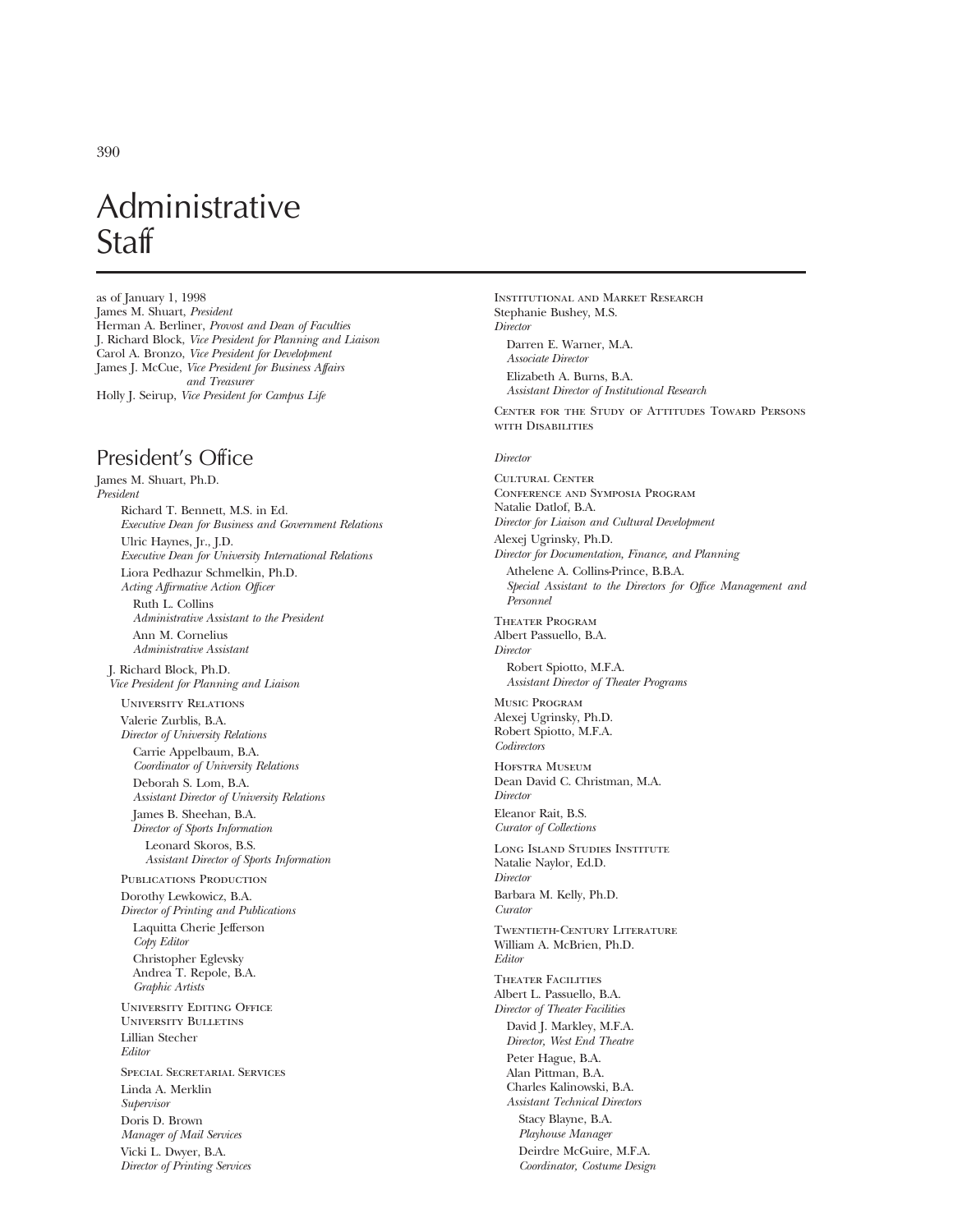# Administrative Staff

as of January 1, 1998
James M. Shuart, *President*
Herman A. Berliner, *Provost and Dean of Faculties*
J. Richard Block, *Vice President for Planning and Liaison*
Carol A. Bronzo, *Vice President for Development*
James J. McCue, *Vice President for Business Affairs and Treasurer*
Holly J. Seirup, *Vice President for Campus Life*

## President's Office

James M. Shuart, Ph.D.
*President*

Richard T. Bennett, M.S. in Ed.
*Executive Dean for Business and Government Relations*

Ulric Haynes, Jr., J.D.
*Executive Dean for University International Relations*

Liora Pedhazur Schmelkin, Ph.D.
*Acting Affirmative Action Officer*

Ruth L. Collins
*Administrative Assistant to the President*

Ann M. Cornelius
*Administrative Assistant*

J. Richard Block, Ph.D.
*Vice President for Planning and Liaison*

University Relations

Valerie Zurblis, B.A.
*Director of University Relations*

Carrie Appelbaum, B.A.
*Coordinator of University Relations*

Deborah S. Lom, B.A.
*Assistant Director of University Relations*

James B. Sheehan, B.A.
*Director of Sports Information*

Leonard Skoros, B.S.
*Assistant Director of Sports Information*

Publications Production

Dorothy Lewkowicz, B.A.
*Director of Printing and Publications*

Laquitta Cherie Jefferson
*Copy Editor*

Christopher Eglevsky
Andrea T. Repole, B.A.
*Graphic Artists*

University Editing Office
University Bulletins

Lillian Stecher
*Editor*

Special Secretarial Services

Linda A. Merklin
*Supervisor*

Doris D. Brown
*Manager of Mail Services*

Vicki L. Dwyer, B.A.
*Director of Printing Services*

Institutional and Market Research

Stephanie Bushey, M.S.
*Director*

Darren E. Warner, M.A.
*Associate Director*

Elizabeth A. Burns, B.A.
*Assistant Director of Institutional Research*

Center for the Study of Attitudes Toward Persons with Disabilities

*Director*

Cultural Center
Conference and Symposia Program

Natalie Datlof, B.A.
*Director for Liaison and Cultural Development*

Alexej Ugrinsky, Ph.D.
*Director for Documentation, Finance, and Planning*

Athelene A. Collins-Prince, B.B.A.
*Special Assistant to the Directors for Office Management and Personnel*

Theater Program

Albert Passuello, B.A.
*Director*

Robert Spiotto, M.F.A.
*Assistant Director of Theater Programs*

Music Program

Alexej Ugrinsky, Ph.D.
Robert Spiotto, M.F.A.
*Codirectors*

Hofstra Museum

Dean David C. Christman, M.A.
*Director*

Eleanor Rait, B.S.
*Curator of Collections*

Long Island Studies Institute

Natalie Naylor, Ed.D.
*Director*

Barbara M. Kelly, Ph.D.
*Curator*

Twentieth-Century Literature

William A. McBrien, Ph.D.
*Editor*

Theater Facilities

Albert L. Passuello, B.A.
*Director of Theater Facilities*

David J. Markley, M.F.A.
*Director, West End Theatre*

Peter Hague, B.A.
Alan Pittman, B.A.
Charles Kalinowski, B.A.
*Assistant Technical Directors*

Stacy Blayne, B.A.
*Playhouse Manager*

Deirdre McGuire, M.F.A.
*Coordinator, Costume Design*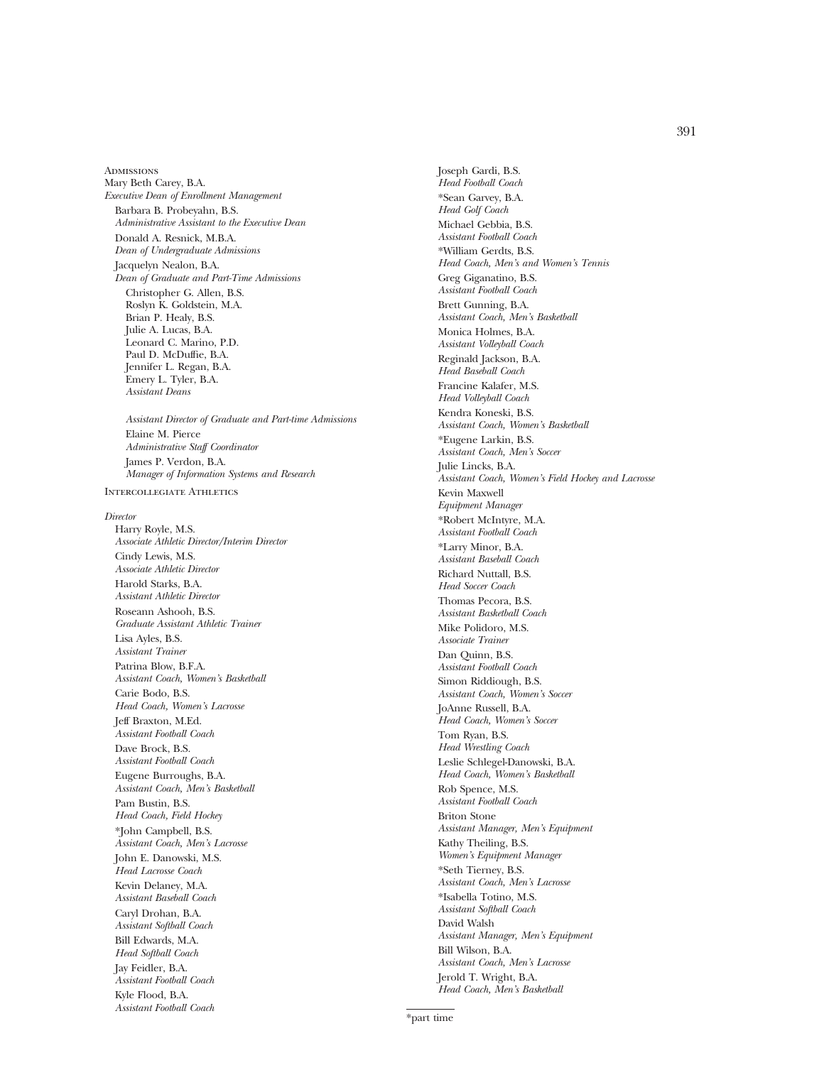## Admissions

Mary Beth Carey, B.A.
*Executive Dean of Enrollment Management*

Barbara B. Probeyahn, B.S.
*Administrative Assistant to the Executive Dean*

Donald A. Resnick, M.B.A.
*Dean of Undergraduate Admissions*

Jacquelyn Nealon, B.A.
*Dean of Graduate and Part-Time Admissions*

Christopher G. Allen, B.S.
Roslyn K. Goldstein, M.A.
Brian P. Healy, B.S.
Julie A. Lucas, B.A.
Leonard C. Marino, P.D.
Paul D. McDuffie, B.A.
Jennifer L. Regan, B.A.
Emery L. Tyler, B.A.
*Assistant Deans*

*Assistant Director of Graduate and Part-time Admissions*

Elaine M. Pierce
*Administrative Staff Coordinator*

James P. Verdon, B.A.
*Manager of Information Systems and Research*

## Intercollegiate Athletics

*Director*

Harry Royle, M.S.
*Associate Athletic Director/Interim Director*

Cindy Lewis, M.S.
*Associate Athletic Director*

Harold Starks, B.A.
*Assistant Athletic Director*

Roseann Ashooh, B.S.
*Graduate Assistant Athletic Trainer*

Lisa Ayles, B.S.
*Assistant Trainer*

Patrina Blow, B.F.A.
*Assistant Coach, Women's Basketball*

Carie Bodo, B.S.
*Head Coach, Women's Lacrosse*

Jeff Braxton, M.Ed.
*Assistant Football Coach*

Dave Brock, B.S.
*Assistant Football Coach*

Eugene Burroughs, B.A.
*Assistant Coach, Men's Basketball*

Pam Bustin, B.S.
*Head Coach, Field Hockey*

*John Campbell, B.S.
*Assistant Coach, Men's Lacrosse*

John E. Danowski, M.S.
*Head Lacrosse Coach*

Kevin Delaney, M.A.
*Assistant Baseball Coach*

Caryl Drohan, B.A.
*Assistant Softball Coach*

Bill Edwards, M.A.
*Head Softball Coach*

Jay Feidler, B.A.
*Assistant Football Coach*

Kyle Flood, B.A.
*Assistant Football Coach*

Joseph Gardi, B.S.
*Head Football Coach*

*Sean Garvey, B.A.
*Head Golf Coach*

Michael Gebbia, B.S.
*Assistant Football Coach*

*William Gerdts, B.S.
*Head Coach, Men's and Women's Tennis*

Greg Giganatino, B.S.
*Assistant Football Coach*

Brett Gunning, B.A.
*Assistant Coach, Men's Basketball*

Monica Holmes, B.A.
*Assistant Volleyball Coach*

Reginald Jackson, B.A.
*Head Baseball Coach*

Francine Kalafer, M.S.
*Head Volleyball Coach*

Kendra Koneski, B.S.
*Assistant Coach, Women's Basketball*

*Eugene Larkin, B.S.
*Assistant Coach, Men's Soccer*

Julie Lincks, B.A.
*Assistant Coach, Women's Field Hockey and Lacrosse*

Kevin Maxwell
*Equipment Manager*

*Robert McIntyre, M.A.
*Assistant Football Coach*

*Larry Minor, B.A.
*Assistant Baseball Coach*

Richard Nuttall, B.S.
*Head Soccer Coach*

Thomas Pecora, B.S.
*Assistant Basketball Coach*

Mike Polidoro, M.S.
*Associate Trainer*

Dan Quinn, B.S.
*Assistant Football Coach*

Simon Riddiough, B.S.
*Assistant Coach, Women's Soccer*

JoAnne Russell, B.A.
*Head Coach, Women's Soccer*

Tom Ryan, B.S.
*Head Wrestling Coach*

Leslie Schlegel-Danowski, B.A.
*Head Coach, Women's Basketball*

Rob Spence, M.S.
*Assistant Football Coach*

Briton Stone
*Assistant Manager, Men's Equipment*

Kathy Theiling, B.S.
*Women's Equipment Manager*

*Seth Tierney, B.S.
*Assistant Coach, Men's Lacrosse*

*Isabella Totino, M.S.
*Assistant Softball Coach*

David Walsh
*Assistant Manager, Men's Equipment*

Bill Wilson, B.A.
*Assistant Coach, Men's Lacrosse*

Jerold T. Wright, B.A.
*Head Coach, Men's Basketball*

---

*part time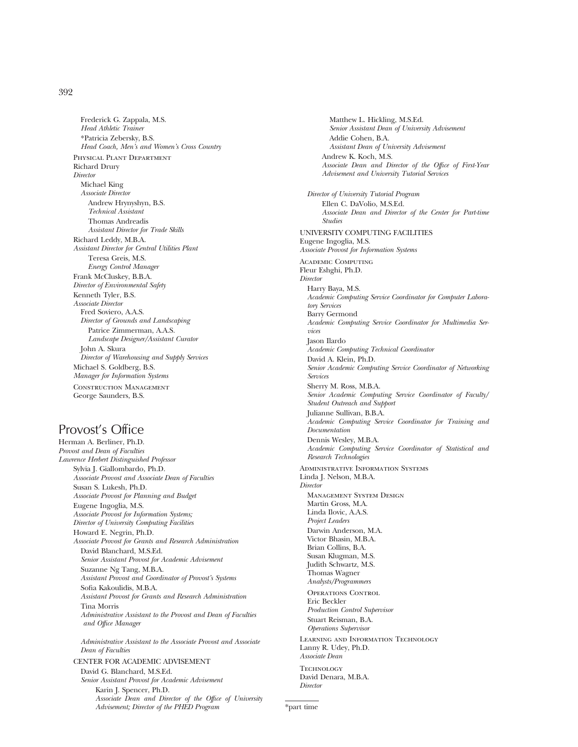Frederick G. Zappala, M.S.
*Head Athletic Trainer*
*Patricia Zebersky, B.S.
*Head Coach, Men's and Women's Cross Country*

Physical Plant Department
Richard Drury
*Director*
Michael King
*Associate Director*
Andrew Hrynyshyn, B.S.
*Technical Assistant*
Thomas Andreadis
*Assistant Director for Trade Skills*
Richard Leddy, M.B.A.
*Assistant Director for Central Utilities Plant*
Teresa Greis, M.S.
*Energy Control Manager*
Frank McCluskey, B.B.A.
*Director of Environmental Safety*
Kenneth Tyler, B.S.
*Associate Director*
Fred Soviero, A.A.S.
*Director of Grounds and Landscaping*
Patrice Zimmerman, A.A.S.
*Landscape Designer/Assistant Curator*
John A. Skura
*Director of Warehousing and Supply Services*
Michael S. Goldberg, B.S.
*Manager for Information Systems*

Construction Management
George Saunders, B.S.

## Provost's Office

Herman A. Berliner, Ph.D.
*Provost and Dean of Faculties*
*Lawrence Herbert Distinguished Professor*
Sylvia J. Giallombardo, Ph.D.
*Associate Provost and Associate Dean of Faculties*
Susan S. Lukesh, Ph.D.
*Associate Provost for Planning and Budget*
Eugene Ingoglia, M.S.
*Associate Provost for Information Systems;*
*Director of University Computing Facilities*
Howard E. Negrin, Ph.D.
*Associate Provost for Grants and Research Administration*
David Blanchard, M.S.Ed.
*Senior Assistant Provost for Academic Advisement*
Suzanne Ng Tang, M.B.A.
*Assistant Provost and Coordinator of Provost's Systems*
Sofia Kakoulidis, M.B.A.
*Assistant Provost for Grants and Research Administration*
Tina Morris
*Administrative Assistant to the Provost and Dean of Faculties and Office Manager*

*Administrative Assistant to the Associate Provost and Associate Dean of Faculties*

CENTER FOR ACADEMIC ADVISEMENT
David G. Blanchard, M.S.Ed.
*Senior Assistant Provost for Academic Advisement*
Karin J. Spencer, Ph.D.
*Associate Dean and Director of the Office of University Advisement; Director of the PHED Program*
Matthew L. Hickling, M.S.Ed.
*Senior Assistant Dean of University Advisement*
Addie Cohen, B.A.
*Assistant Dean of University Advisement*
Andrew K. Koch, M.S.
*Associate Dean and Director of the Office of First-Year Advisement and University Tutorial Services*

*Director of University Tutorial Program*
Ellen C. DaVolio, M.S.Ed.
*Associate Dean and Director of the Center for Part-time Studies*

UNIVERSITY COMPUTING FACILITIES
Eugene Ingoglia, M.S.
*Associate Provost for Information Systems*

Academic Computing
Fleur Eshghi, Ph.D.
*Director*
Harry Baya, M.S.
*Academic Computing Service Coordinator for Computer Laboratory Services*
Barry Germond
*Academic Computing Service Coordinator for Multimedia Services*
Jason Ilardo
*Academic Computing Technical Coordinator*
David A. Klein, Ph.D.
*Senior Academic Computing Service Coordinator of Networking Services*
Sherry M. Ross, M.B.A.
*Senior Academic Computing Service Coordinator of Faculty/Student Outreach and Support*
Julianne Sullivan, B.B.A.
*Academic Computing Service Coordinator for Training and Documentation*
Dennis Wesley, M.B.A.
*Academic Computing Service Coordinator of Statistical and Research Technologies*

Administrative Information Systems
Linda J. Nelson, M.B.A.
*Director*

Management System Design
Martin Gross, M.A.
Linda Ilovic, A.A.S.
*Project Leaders*
Darwin Anderson, M.A.
Victor Bhasin, M.B.A.
Brian Collins, B.A.
Susan Klugman, M.S.
Judith Schwartz, M.S.
Thomas Wagner
*Analysts/Programmers*

Operations Control
Eric Beckler
*Production Control Supervisor*
Stuart Reisman, B.A.
*Operations Supervisor*

Learning and Information Technology
Lanny R. Udey, Ph.D.
*Associate Dean*

Technology
David Denara, M.B.A.
*Director*

*part time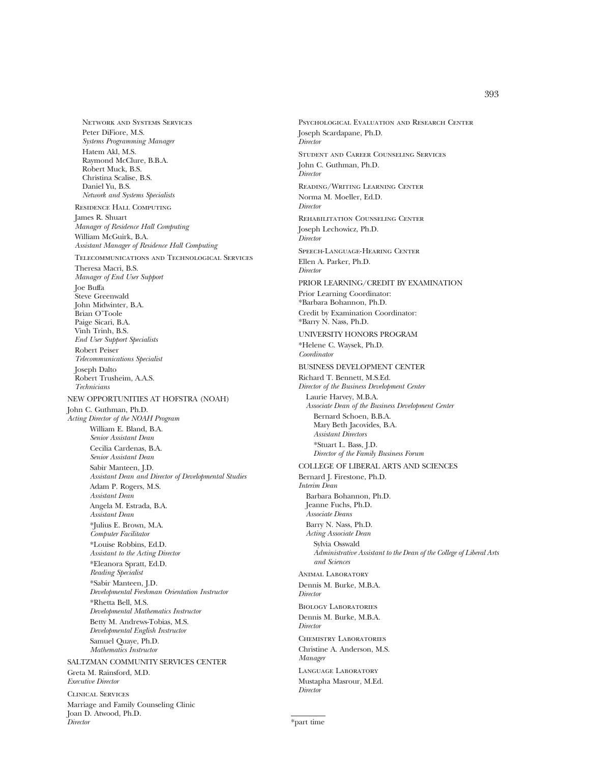Network and Systems Services

Peter DiFiore, M.S.
*Systems Programming Manager*

Hatem Akl, M.S.
Raymond McClure, B.B.A.
Robert Muck, B.S.
Christina Scalise, B.S.
Daniel Yu, B.S.
*Network and Systems Specialists*

Residence Hall Computing

James R. Shuart
*Manager of Residence Hall Computing*

William McGuirk, B.A.
*Assistant Manager of Residence Hall Computing*

Telecommunications and Technological Services

Theresa Macri, B.S.
*Manager of End User Support*

Joe Buffa
Steve Greenwald
John Midwinter, B.A.
Brian O'Toole
Paige Sicari, B.A.
Vinh Trinh, B.S.
*End User Support Specialists*

Robert Peiser
*Telecommunications Specialist*

Joseph Dalto
Robert Trusheim, A.A.S.
*Technicians*

## NEW OPPORTUNITIES AT HOFSTRA (NOAH)

John C. Guthman, Ph.D.
*Acting Director of the NOAH Program*

William E. Bland, B.A.
*Senior Assistant Dean*

Cecilia Cardenas, B.A.
*Senior Assistant Dean*

Sabir Manteen, J.D.
*Assistant Dean and Director of Developmental Studies*

Adam P. Rogers, M.S.
*Assistant Dean*

Angela M. Estrada, B.A.
*Assistant Dean*

*Julius E. Brown, M.A.
*Computer Facilitator*

*Louise Robbins, Ed.D.
*Assistant to the Acting Director*

*Eleanora Spratt, Ed.D.
*Reading Specialist*

*Sabir Manteen, J.D.
*Developmental Freshman Orientation Instructor*

*Rhetta Bell, M.S.
*Developmental Mathematics Instructor*

Betty M. Andrews-Tobias, M.S.
*Developmental English Instructor*

Samuel Quaye, Ph.D.
*Mathematics Instructor*

## SALTZMAN COMMUNITY SERVICES CENTER

Greta M. Rainsford, M.D.
*Executive Director*

Clinical Services

Marriage and Family Counseling Clinic
Joan D. Atwood, Ph.D.
*Director*

Psychological Evaluation and Research Center

Joseph Scardapane, Ph.D.
*Director*

Student and Career Counseling Services

John C. Guthman, Ph.D.
*Director*

Reading/Writing Learning Center

Norma M. Moeller, Ed.D.
*Director*

Rehabilitation Counseling Center

Joseph Lechowicz, Ph.D.
*Director*

Speech-Language-Hearing Center

Ellen A. Parker, Ph.D.
*Director*

## PRIOR LEARNING/CREDIT BY EXAMINATION

Prior Learning Coordinator:
*Barbara Bohannon, Ph.D.

Credit by Examination Coordinator:
*Barry N. Nass, Ph.D.

## UNIVERSITY HONORS PROGRAM

*Helene C. Waysek, Ph.D.
*Coordinator*

## BUSINESS DEVELOPMENT CENTER

Richard T. Bennett, M.S.Ed.
*Director of the Business Development Center*

Laurie Harvey, M.B.A.
*Associate Dean of the Business Development Center*

Bernard Schoen, B.B.A.
Mary Beth Jacovides, B.A.
*Assistant Directors*

*Stuart L. Bass, J.D.
*Director of the Family Business Forum*

## COLLEGE OF LIBERAL ARTS AND SCIENCES

Bernard J. Firestone, Ph.D.
*Interim Dean*

Barbara Bohannon, Ph.D.
Jeanne Fuchs, Ph.D.
*Associate Deans*

Barry N. Nass, Ph.D.
*Acting Associate Dean*

Sylvia Osswald
*Administrative Assistant to the Dean of the College of Liberal Arts and Sciences*

Animal Laboratory

Dennis M. Burke, M.B.A.
*Director*

Biology Laboratories

Dennis M. Burke, M.B.A.
*Director*

Chemistry Laboratories

Christine A. Anderson, M.S.
*Manager*

Language Laboratory

Mustapha Masrour, M.Ed.
*Director*

*part time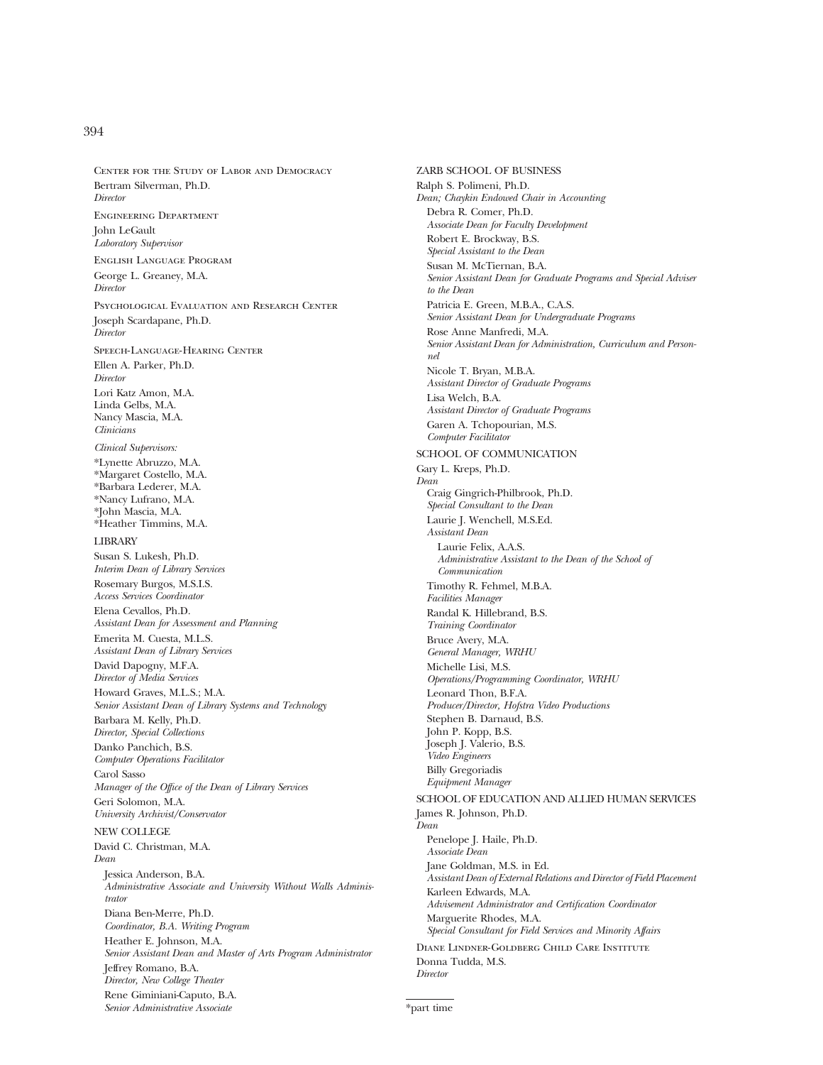## Center for the Study of Labor and Democracy

Bertram Silverman, Ph.D.
*Director*

## Engineering Department

John LeGault
*Laboratory Supervisor*

## English Language Program

George L. Greaney, M.A.
*Director*

## Psychological Evaluation and Research Center

Joseph Scardapane, Ph.D.
*Director*

## Speech-Language-Hearing Center

Ellen A. Parker, Ph.D.
*Director*

Lori Katz Amon, M.A.
Linda Gelbs, M.A.
Nancy Mascia, M.A.
*Clinicians*

*Clinical Supervisors:*

*Lynette Abruzzo, M.A.
*Margaret Costello, M.A.
*Barbara Lederer, M.A.
*Nancy Lufrano, M.A.
*John Mascia, M.A.
*Heather Timmins, M.A.

## LIBRARY

Susan S. Lukesh, Ph.D.
*Interim Dean of Library Services*

Rosemary Burgos, M.S.I.S.
*Access Services Coordinator*

Elena Cevallos, Ph.D.
*Assistant Dean for Assessment and Planning*

Emerita M. Cuesta, M.L.S.
*Assistant Dean of Library Services*

David Dapogny, M.F.A.
*Director of Media Services*

Howard Graves, M.L.S.; M.A.
*Senior Assistant Dean of Library Systems and Technology*

Barbara M. Kelly, Ph.D.
*Director, Special Collections*

Danko Panchich, B.S.
*Computer Operations Facilitator*

Carol Sasso
*Manager of the Office of the Dean of Library Services*

Geri Solomon, M.A.
*University Archivist/Conservator*

## NEW COLLEGE

David C. Christman, M.A.
*Dean*

Jessica Anderson, B.A.
*Administrative Associate and University Without Walls Administrator*

Diana Ben-Merre, Ph.D.
*Coordinator, B.A. Writing Program*

Heather E. Johnson, M.A.
*Senior Assistant Dean and Master of Arts Program Administrator*

Jeffrey Romano, B.A.
*Director, New College Theater*

Rene Giminiani-Caputo, B.A.
*Senior Administrative Associate*

## ZARB SCHOOL OF BUSINESS

Ralph S. Polimeni, Ph.D.
*Dean; Chaykin Endowed Chair in Accounting*

Debra R. Comer, Ph.D.
*Associate Dean for Faculty Development*

Robert E. Brockway, B.S.
*Special Assistant to the Dean*

Susan M. McTiernan, B.A.
*Senior Assistant Dean for Graduate Programs and Special Adviser to the Dean*

Patricia E. Green, M.B.A., C.A.S.
*Senior Assistant Dean for Undergraduate Programs*

Rose Anne Manfredi, M.A.
*Senior Assistant Dean for Administration, Curriculum and Personnel*

Nicole T. Bryan, M.B.A.
*Assistant Director of Graduate Programs*

Lisa Welch, B.A.
*Assistant Director of Graduate Programs*

Garen A. Tchopourian, M.S.
*Computer Facilitator*

## SCHOOL OF COMMUNICATION

Gary L. Kreps, Ph.D.
*Dean*

Craig Gingrich-Philbrook, Ph.D.
*Special Consultant to the Dean*

Laurie J. Wenchell, M.S.Ed.
*Assistant Dean*

Laurie Felix, A.A.S.
*Administrative Assistant to the Dean of the School of Communication*

Timothy R. Fehmel, M.B.A.
*Facilities Manager*

Randal K. Hillebrand, B.S.
*Training Coordinator*

Bruce Avery, M.A.
*General Manager, WRHU*

Michelle Lisi, M.S.
*Operations/Programming Coordinator, WRHU*

Leonard Thon, B.F.A.
*Producer/Director, Hofstra Video Productions*

Stephen B. Darnaud, B.S.
John P. Kopp, B.S.
Joseph J. Valerio, B.S.
*Video Engineers*

Billy Gregoriadis
*Equipment Manager*

## SCHOOL OF EDUCATION AND ALLIED HUMAN SERVICES

James R. Johnson, Ph.D.
*Dean*

Penelope J. Haile, Ph.D.
*Associate Dean*

Jane Goldman, M.S. in Ed.
*Assistant Dean of External Relations and Director of Field Placement*

Karleen Edwards, M.A.
*Advisement Administrator and Certification Coordinator*

Marguerite Rhodes, M.A.
*Special Consultant for Field Services and Minority Affairs*

## Diane Lindner-Goldberg Child Care Institute

Donna Tudda, M.S.
*Director*

---

*part time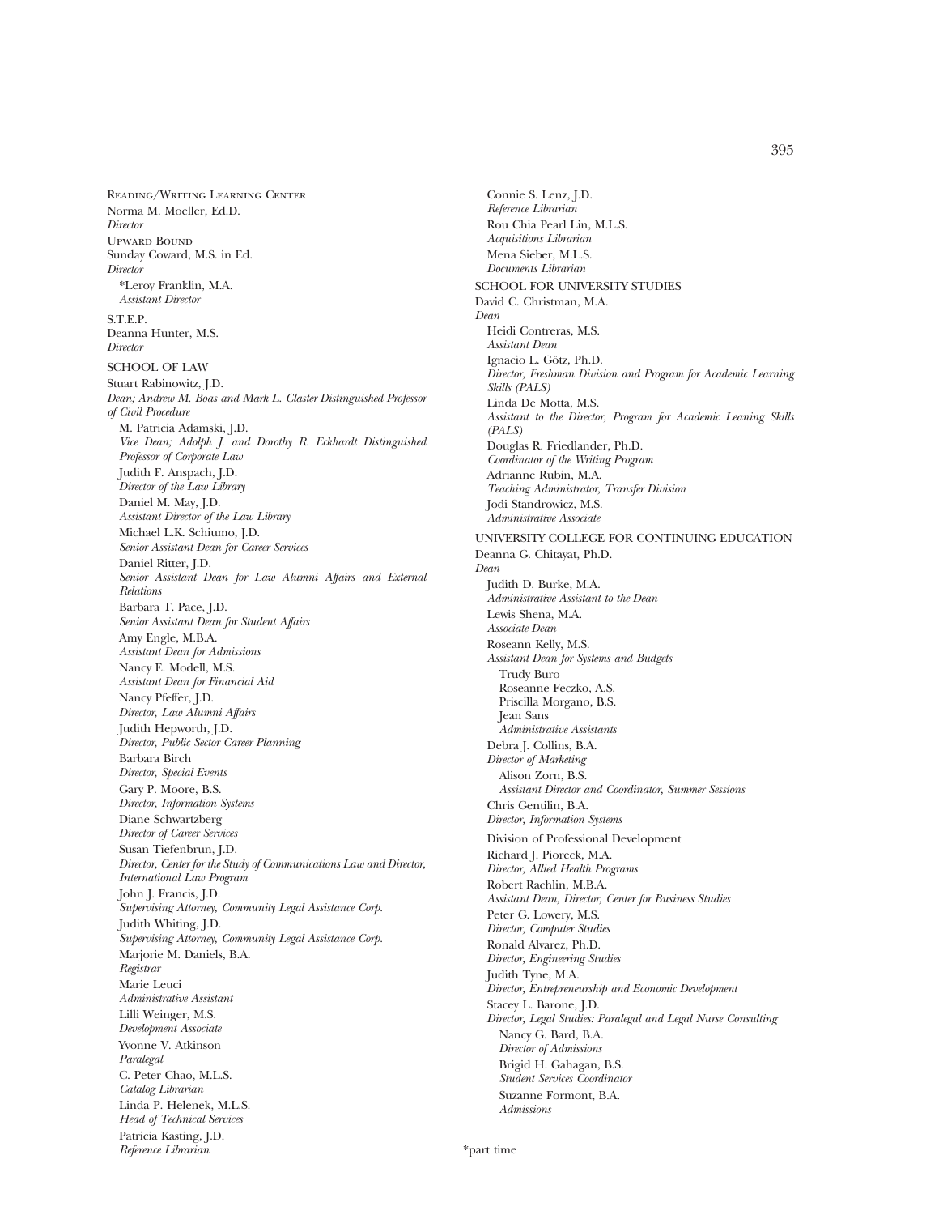Reading/Writing Learning Center

Norma M. Moeller, Ed.D.
*Director*

Upward Bound

Sunday Coward, M.S. in Ed.
*Director*

*Leroy Franklin, M.A.
*Assistant Director*

S.T.E.P.

Deanna Hunter, M.S.
*Director*

SCHOOL OF LAW

Stuart Rabinowitz, J.D.
*Dean; Andrew M. Boas and Mark L. Claster Distinguished Professor of Civil Procedure*

M. Patricia Adamski, J.D.
*Vice Dean; Adolph J. and Dorothy R. Eckhardt Distinguished Professor of Corporate Law*

Judith F. Anspach, J.D.
*Director of the Law Library*

Daniel M. May, J.D.
*Assistant Director of the Law Library*

Michael L.K. Schiumo, J.D.
*Senior Assistant Dean for Career Services*

Daniel Ritter, J.D.
*Senior Assistant Dean for Law Alumni Affairs and External Relations*

Barbara T. Pace, J.D.
*Senior Assistant Dean for Student Affairs*

Amy Engle, M.B.A.
*Assistant Dean for Admissions*

Nancy E. Modell, M.S.
*Assistant Dean for Financial Aid*

Nancy Pfeffer, J.D.
*Director, Law Alumni Affairs*

Judith Hepworth, J.D.
*Director, Public Sector Career Planning*

Barbara Birch
*Director, Special Events*

Gary P. Moore, B.S.
*Director, Information Systems*

Diane Schwartzberg
*Director of Career Services*

Susan Tiefenbrun, J.D.
*Director, Center for the Study of Communications Law and Director, International Law Program*

John J. Francis, J.D.
*Supervising Attorney, Community Legal Assistance Corp.*

Judith Whiting, J.D.
*Supervising Attorney, Community Legal Assistance Corp.*

Marjorie M. Daniels, B.A.
*Registrar*

Marie Leuci
*Administrative Assistant*

Lilli Weinger, M.S.
*Development Associate*

Yvonne V. Atkinson
*Paralegal*

C. Peter Chao, M.L.S.
*Catalog Librarian*

Linda P. Helenek, M.L.S.
*Head of Technical Services*

Patricia Kasting, J.D.
*Reference Librarian*

Connie S. Lenz, J.D.
*Reference Librarian*

Rou Chia Pearl Lin, M.L.S.
*Acquisitions Librarian*

Mena Sieber, M.L.S.
*Documents Librarian*

SCHOOL FOR UNIVERSITY STUDIES

David C. Christman, M.A.
*Dean*

Heidi Contreras, M.S.
*Assistant Dean*

Ignacio L. Götz, Ph.D.
*Director, Freshman Division and Program for Academic Learning Skills (PALS)*

Linda De Motta, M.S.
*Assistant to the Director, Program for Academic Leaning Skills (PALS)*

Douglas R. Friedlander, Ph.D.
*Coordinator of the Writing Program*

Adrianne Rubin, M.A.
*Teaching Administrator, Transfer Division*

Jodi Standrowicz, M.S.
*Administrative Associate*

UNIVERSITY COLLEGE FOR CONTINUING EDUCATION

Deanna G. Chitayat, Ph.D.
*Dean*

Judith D. Burke, M.A.
*Administrative Assistant to the Dean*

Lewis Shena, M.A.
*Associate Dean*

Roseann Kelly, M.S.
*Assistant Dean for Systems and Budgets*

Trudy Buro
Roseanne Feczko, A.S.
Priscilla Morgano, B.S.
Jean Sans
*Administrative Assistants*

Debra J. Collins, B.A.
*Director of Marketing*

Alison Zorn, B.S.
*Assistant Director and Coordinator, Summer Sessions*

Chris Gentilin, B.A.
*Director, Information Systems*

Division of Professional Development

Richard J. Pioreck, M.A.
*Director, Allied Health Programs*

Robert Rachlin, M.B.A.
*Assistant Dean, Director, Center for Business Studies*

Peter G. Lowery, M.S.
*Director, Computer Studies*

Ronald Alvarez, Ph.D.
*Director, Engineering Studies*

Judith Tyne, M.A.
*Director, Entrepreneurship and Economic Development*

Stacey L. Barone, J.D.
*Director, Legal Studies: Paralegal and Legal Nurse Consulting*

Nancy G. Bard, B.A.
*Director of Admissions*

Brigid H. Gahagan, B.S.
*Student Services Coordinator*

Suzanne Formont, B.A.
*Admissions*

*part time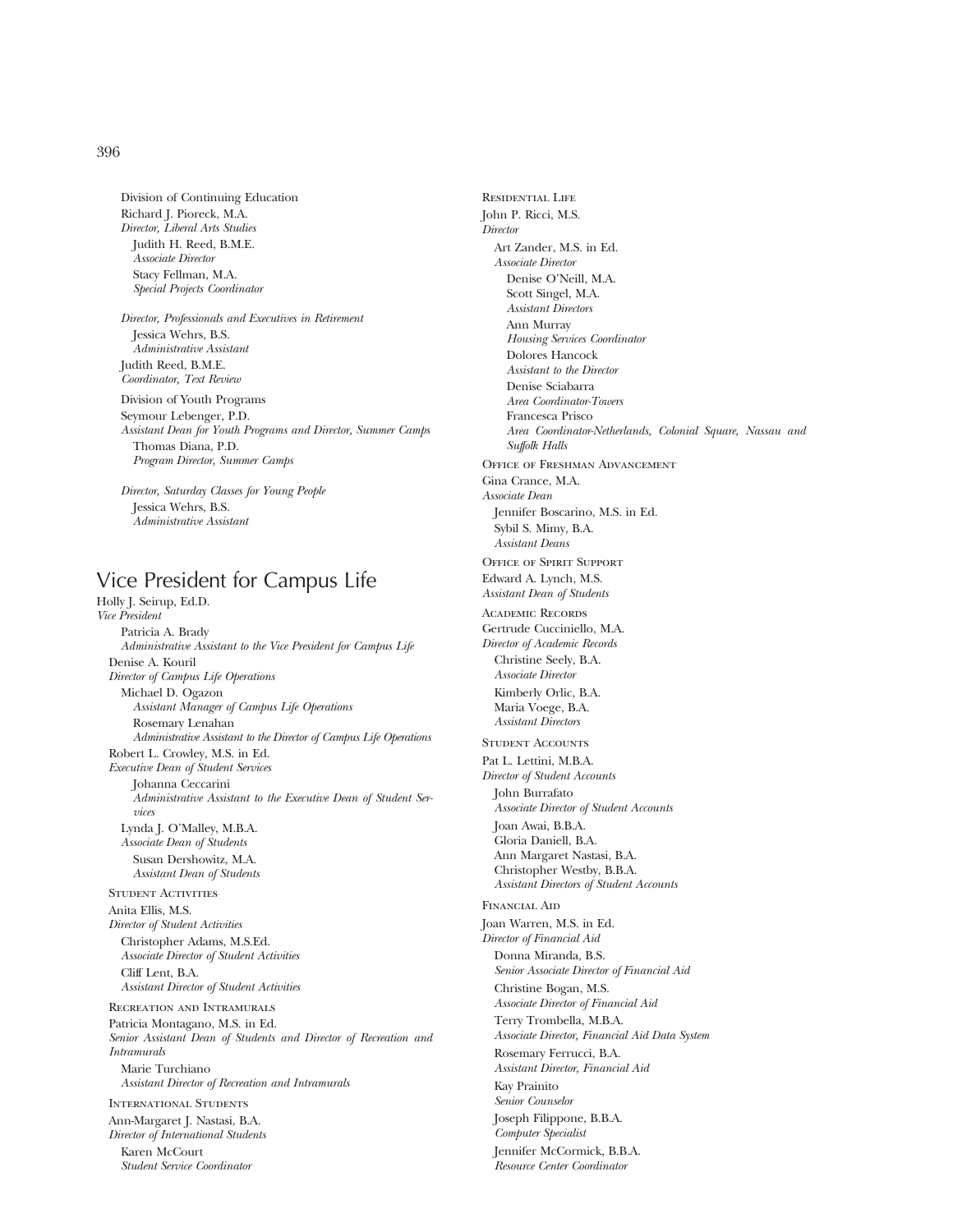Division of Continuing Education

Richard J. Pioreck, M.A.
*Director, Liberal Arts Studies*

Judith H. Reed, B.M.E.
*Associate Director*

Stacy Fellman, M.A.
*Special Projects Coordinator*

*Director, Professionals and Executives in Retirement*

Jessica Wehrs, B.S.
*Administrative Assistant*

Judith Reed, B.M.E.
*Coordinator, Text Review*

Division of Youth Programs

Seymour Lebenger, P.D.
*Assistant Dean for Youth Programs and Director, Summer Camps*

Thomas Diana, P.D.
*Program Director, Summer Camps*

*Director, Saturday Classes for Young People*

Jessica Wehrs, B.S.
*Administrative Assistant*

## Vice President for Campus Life

Holly J. Seirup, Ed.D.
*Vice President*

Patricia A. Brady
*Administrative Assistant to the Vice President for Campus Life*

Denise A. Kouril
*Director of Campus Life Operations*

Michael D. Ogazon
*Assistant Manager of Campus Life Operations*

Rosemary Lenahan
*Administrative Assistant to the Director of Campus Life Operations*

Robert L. Crowley, M.S. in Ed.
*Executive Dean of Student Services*

Johanna Ceccarini
*Administrative Assistant to the Executive Dean of Student Services*

Lynda J. O'Malley, M.B.A.
*Associate Dean of Students*

Susan Dershowitz, M.A.
*Assistant Dean of Students*

Student Activities

Anita Ellis, M.S.
*Director of Student Activities*

Christopher Adams, M.S.Ed.
*Associate Director of Student Activities*

Cliff Lent, B.A.
*Assistant Director of Student Activities*

Recreation and Intramurals

Patricia Montagano, M.S. in Ed.
*Senior Assistant Dean of Students and Director of Recreation and Intramurals*

Marie Turchiano
*Assistant Director of Recreation and Intramurals*

International Students

Ann-Margaret J. Nastasi, B.A.
*Director of International Students*

Karen McCourt
*Student Service Coordinator*

Residential Life

John P. Ricci, M.S.
*Director*

Art Zander, M.S. in Ed.
*Associate Director*

Denise O'Neill, M.A.
Scott Singel, M.A.
*Assistant Directors*

Ann Murray
*Housing Services Coordinator*

Dolores Hancock
*Assistant to the Director*

Denise Sciabarra
*Area Coordinator-Towers*

Francesca Prisco
*Area Coordinator-Netherlands, Colonial Square, Nassau and Suffolk Halls*

Office of Freshman Advancement

Gina Crance, M.A.
*Associate Dean*

Jennifer Boscarino, M.S. in Ed.
Sybil S. Mimy, B.A.
*Assistant Deans*

Office of Spirit Support

Edward A. Lynch, M.S.
*Assistant Dean of Students*

Academic Records

Gertrude Cucciniello, M.A.
*Director of Academic Records*

Christine Seely, B.A.
*Associate Director*

Kimberly Orlic, B.A.
Maria Voege, B.A.
*Assistant Directors*

Student Accounts

Pat L. Lettini, M.B.A.
*Director of Student Accounts*

John Burrafato
*Associate Director of Student Accounts*

Joan Awai, B.B.A.
Gloria Daniell, B.A.
Ann Margaret Nastasi, B.A.
Christopher Westby, B.B.A.
*Assistant Directors of Student Accounts*

Financial Aid

Joan Warren, M.S. in Ed.
*Director of Financial Aid*

Donna Miranda, B.S.
*Senior Associate Director of Financial Aid*

Christine Bogan, M.S.
*Associate Director of Financial Aid*

Terry Trombella, M.B.A.
*Associate Director, Financial Aid Data System*

Rosemary Ferrucci, B.A.
*Assistant Director, Financial Aid*

Kay Prainito
*Senior Counselor*

Joseph Filippone, B.B.A.
*Computer Specialist*

Jennifer McCormick, B.B.A.
*Resource Center Coordinator*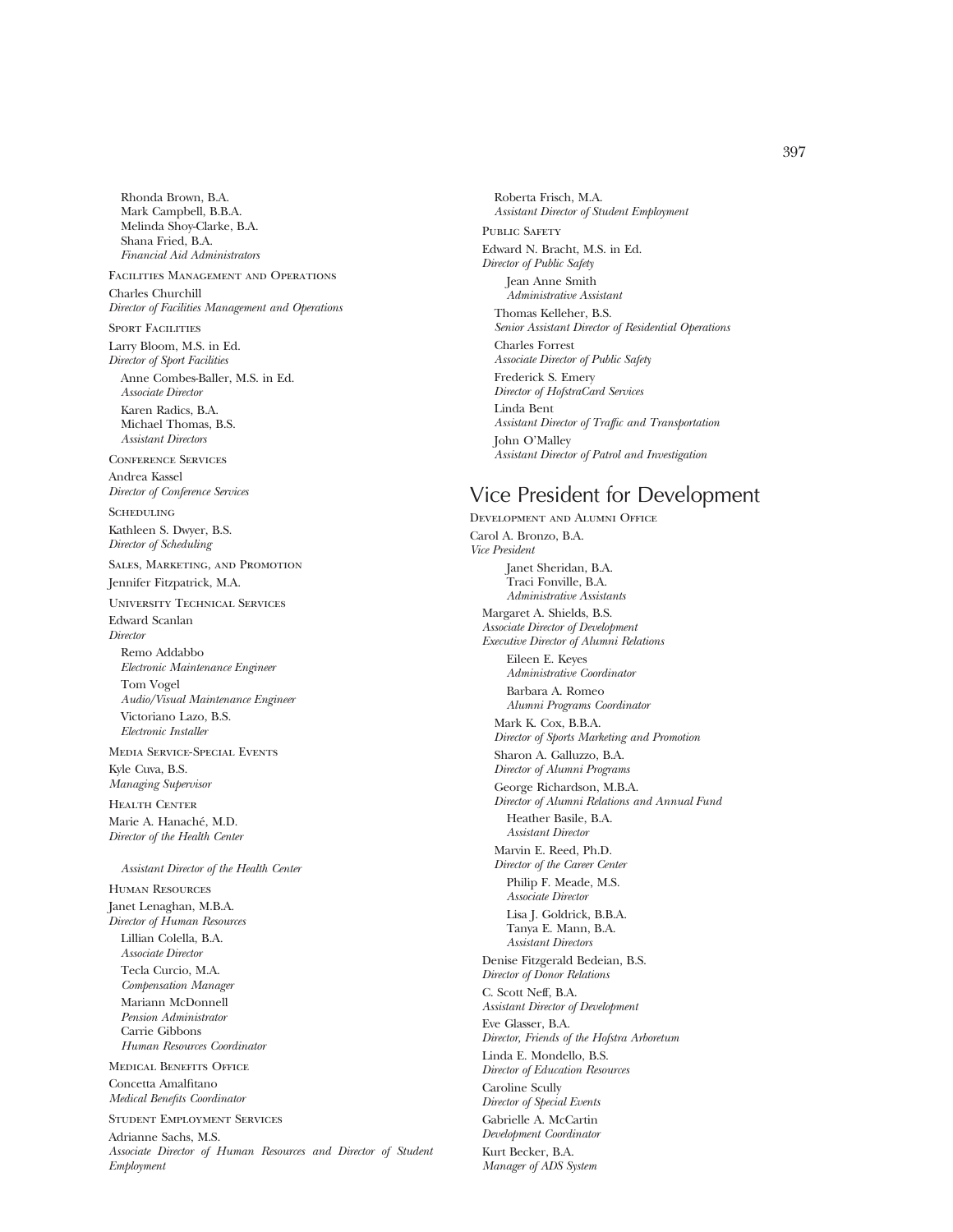Rhonda Brown, B.A.
Mark Campbell, B.B.A.
Melinda Shoy-Clarke, B.A.
Shana Fried, B.A.
*Financial Aid Administrators*

FACILITIES MANAGEMENT AND OPERATIONS

Charles Churchill
*Director of Facilities Management and Operations*

SPORT FACILITIES

Larry Bloom, M.S. in Ed.
*Director of Sport Facilities*

Anne Combes-Baller, M.S. in Ed.
*Associate Director*

Karen Radics, B.A.
Michael Thomas, B.S.
*Assistant Directors*

CONFERENCE SERVICES

Andrea Kassel
*Director of Conference Services*

SCHEDULING

Kathleen S. Dwyer, B.S.
*Director of Scheduling*

SALES, MARKETING, AND PROMOTION

Jennifer Fitzpatrick, M.A.

UNIVERSITY TECHNICAL SERVICES

Edward Scanlan
*Director*

Remo Addabbo
*Electronic Maintenance Engineer*

Tom Vogel
*Audio/Visual Maintenance Engineer*

Victoriano Lazo, B.S.
*Electronic Installer*

MEDIA SERVICE-SPECIAL EVENTS

Kyle Cuva, B.S.
*Managing Supervisor*

HEALTH CENTER

Marie A. Hanaché, M.D.
*Director of the Health Center*

*Assistant Director of the Health Center*

HUMAN RESOURCES

Janet Lenaghan, M.B.A.
*Director of Human Resources*

Lillian Colella, B.A.
*Associate Director*

Tecla Curcio, M.A.
*Compensation Manager*

Mariann McDonnell
*Pension Administrator*

Carrie Gibbons
*Human Resources Coordinator*

MEDICAL BENEFITS OFFICE

Concetta Amalfitano
*Medical Benefits Coordinator*

STUDENT EMPLOYMENT SERVICES

Adrianne Sachs, M.S.
*Associate Director of Human Resources and Director of Student Employment*

Roberta Frisch, M.A.
*Assistant Director of Student Employment*

PUBLIC SAFETY

Edward N. Bracht, M.S. in Ed.
*Director of Public Safety*

Jean Anne Smith
*Administrative Assistant*

Thomas Kelleher, B.S.
*Senior Assistant Director of Residential Operations*

Charles Forrest
*Associate Director of Public Safety*

Frederick S. Emery
*Director of HofstraCard Services*

Linda Bent
*Assistant Director of Traffic and Transportation*

John O'Malley
*Assistant Director of Patrol and Investigation*

## Vice President for Development

DEVELOPMENT AND ALUMNI OFFICE

Carol A. Bronzo, B.A.
*Vice President*

Janet Sheridan, B.A.
Traci Fonville, B.A.
*Administrative Assistants*

Margaret A. Shields, B.S.
*Associate Director of Development*
*Executive Director of Alumni Relations*

Eileen E. Keyes
*Administrative Coordinator*

Barbara A. Romeo
*Alumni Programs Coordinator*

Mark K. Cox, B.B.A.
*Director of Sports Marketing and Promotion*

Sharon A. Galluzzo, B.A.
*Director of Alumni Programs*

George Richardson, M.B.A.
*Director of Alumni Relations and Annual Fund*

Heather Basile, B.A.
*Assistant Director*

Marvin E. Reed, Ph.D.
*Director of the Career Center*

Philip F. Meade, M.S.
*Associate Director*

Lisa J. Goldrick, B.B.A.
Tanya E. Mann, B.A.
*Assistant Directors*

Denise Fitzgerald Bedeian, B.S.
*Director of Donor Relations*

C. Scott Neff, B.A.
*Assistant Director of Development*

Eve Glasser, B.A.
*Director, Friends of the Hofstra Arboretum*

Linda E. Mondello, B.S.
*Director of Education Resources*

Caroline Scully
*Director of Special Events*

Gabrielle A. McCartin
*Development Coordinator*

Kurt Becker, B.A.
*Manager of ADS System*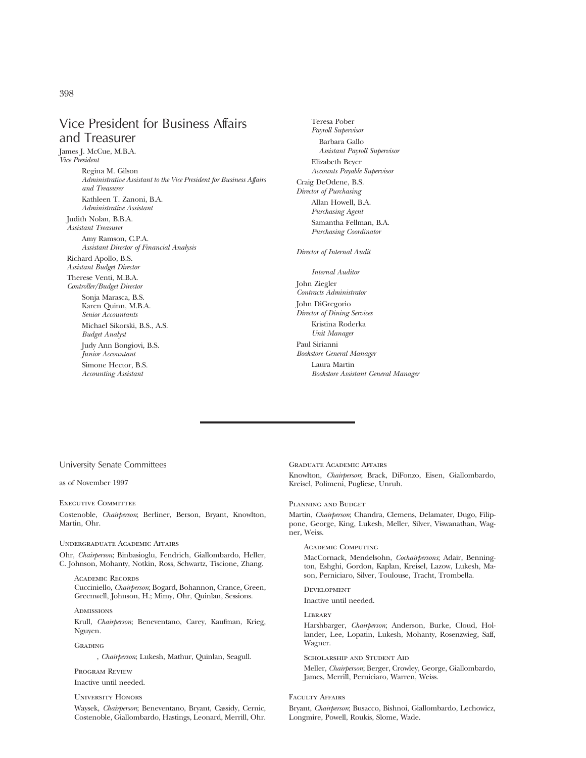## Vice President for Business Affairs and Treasurer

James J. McCue, M.B.A.
*Vice President*

Regina M. Gilson
*Administrative Assistant to the Vice President for Business Affairs and Treasurer*

Kathleen T. Zanoni, B.A.
*Administrative Assistant*

Judith Nolan, B.B.A.
*Assistant Treasurer*

Amy Ramson, C.P.A.
*Assistant Director of Financial Analysis*

Richard Apollo, B.S.
*Assistant Budget Director*

Therese Venti, M.B.A.
*Controller/Budget Director*

Sonja Marasca, B.S.
Karen Quinn, M.B.A.
*Senior Accountants*

Michael Sikorski, B.S., A.S.
*Budget Analyst*

Judy Ann Bongiovi, B.S.
*Junior Accountant*

Simone Hector, B.S.
*Accounting Assistant*

Teresa Pober
*Payroll Supervisor*

Barbara Gallo
*Assistant Payroll Supervisor*

Elizabeth Beyer
*Accounts Payable Supervisor*

Craig DeOdene, B.S.
*Director of Purchasing*

Allan Howell, B.A.
*Purchasing Agent*

Samantha Fellman, B.A.
*Purchasing Coordinator*

*Director of Internal Audit*

*Internal Auditor*

John Ziegler
*Contracts Administrator*

John DiGregorio
*Director of Dining Services*

Kristina Roderka
*Unit Manager*

Paul Sirianni
*Bookstore General Manager*

Laura Martin
*Bookstore Assistant General Manager*

---

## University Senate Committees

as of November 1997

### Executive Committee

Costenoble, *Chairperson*; Berliner, Berson, Bryant, Knowlton, Martin, Ohr.

### Undergraduate Academic Affairs

Ohr, *Chairperson*; Binbasioglu, Fendrich, Giallombardo, Heller, C. Johnson, Mohanty, Notkin, Ross, Schwartz, Tiscione, Zhang.

#### Academic Records

Cucciniello, *Chairperson*; Bogard, Bohannon, Crance, Green, Greenwell, Johnson, H.; Mimy, Ohr, Quinlan, Sessions.

#### Admissions

Krull, *Chairperson*; Beneventano, Carey, Kaufman, Krieg, Nguyen.

#### Grading

, *Chairperson*; Lukesh, Mathur, Quinlan, Seagull.

#### Program Review

Inactive until needed.

#### University Honors

Waysek, *Chairperson*; Beneventano, Bryant, Cassidy, Cernic, Costenoble, Giallombardo, Hastings, Leonard, Merrill, Ohr.

### Graduate Academic Affairs

Knowlton, *Chairperson*; Brack, DiFonzo, Eisen, Giallombardo, Kreisel, Polimeni, Pugliese, Unruh.

### Planning and Budget

Martin, *Chairperson*; Chandra, Clemens, Delamater, Dugo, Filippone, George, King, Lukesh, Meller, Silver, Viswanathan, Wagner, Weiss.

#### Academic Computing

MacCornack, Mendelsohn, *Cochairpersons*; Adair, Bennington, Eshghi, Gordon, Kaplan, Kreisel, Lazow, Lukesh, Mason, Perniciaro, Silver, Toulouse, Tracht, Trombella.

#### Development

Inactive until needed.

#### Library

Harshbarger, *Chairperson*; Anderson, Burke, Cloud, Hollander, Lee, Lopatin, Lukesh, Mohanty, Rosenzwieg, Saff, Wagner.

#### Scholarship and Student Aid

Meller, *Chairperson*; Berger, Crowley, George, Giallombardo, James, Merrill, Perniciaro, Warren, Weiss.

### Faculty Affairs

Bryant, *Chairperson*; Busacco, Bishnoi, Giallombardo, Lechowicz, Longmire, Powell, Roukis, Slome, Wade.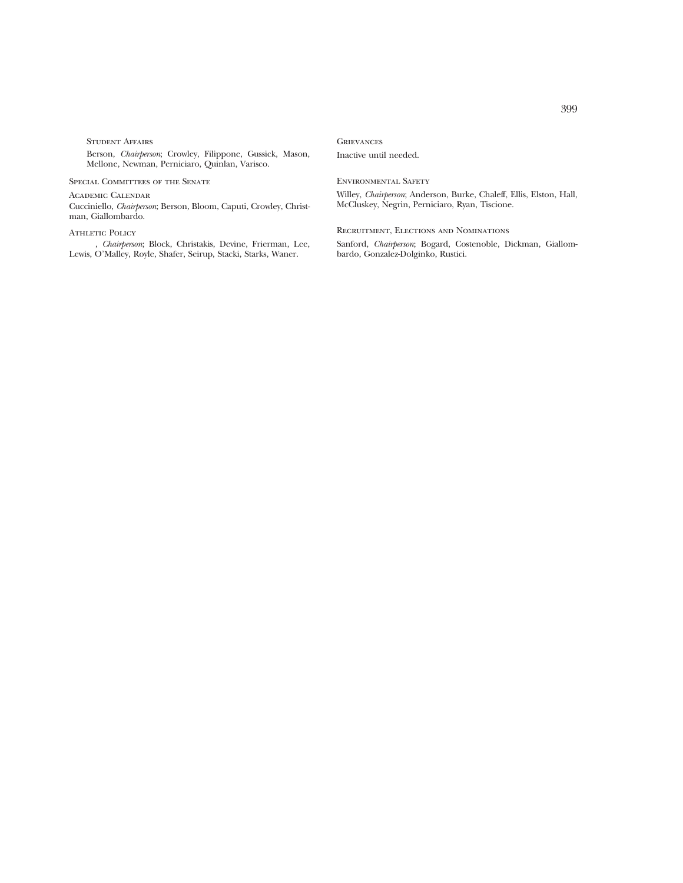### Student Affairs

Berson, *Chairperson*; Crowley, Filippone, Gussick, Mason, Mellone, Newman, Perniciaro, Quinlan, Varisco.

## Special Committees of the Senate

### Academic Calendar

Cucciniello, *Chairperson*; Berson, Bloom, Caputi, Crowley, Christman, Giallombardo.

### Athletic Policy

, *Chairperson*; Block, Christakis, Devine, Frierman, Lee, Lewis, O'Malley, Royle, Shafer, Seirup, Stacki, Starks, Waner.

### Grievances

Inactive until needed.

### Environmental Safety

Willey, *Chairperson*; Anderson, Burke, Chaleff, Ellis, Elston, Hall, McCluskey, Negrin, Perniciaro, Ryan, Tiscione.

### Recruitment, Elections and Nominations

Sanford, *Chairperson*; Bogard, Costenoble, Dickman, Giallombardo, Gonzalez-Dolginko, Rustici.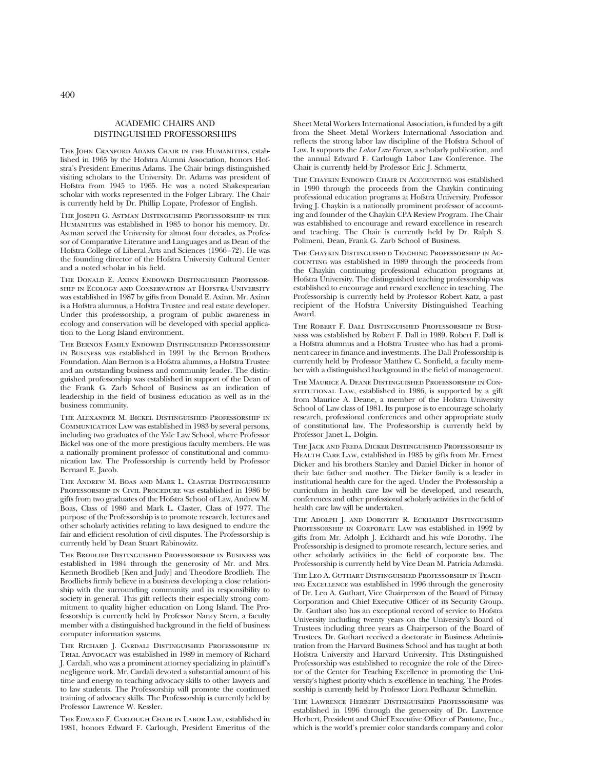## ACADEMIC CHAIRS AND DISTINGUISHED PROFESSORSHIPS

The John Cranford Adams Chair in the Humanities, established in 1965 by the Hofstra Alumni Association, honors Hofstra's President Emeritus Adams. The Chair brings distinguished visiting scholars to the University. Dr. Adams was president of Hofstra from 1945 to 1965. He was a noted Shakespearian scholar with works represented in the Folger Library. The Chair is currently held by Dr. Phillip Lopate, Professor of English.

The Joseph G. Astman Distinguished Professorship in the Humanities was established in 1985 to honor his memory. Dr. Astman served the University for almost four decades, as Professor of Comparative Literature and Languages and as Dean of the Hofstra College of Liberal Arts and Sciences (1966–72). He was the founding director of the Hofstra University Cultural Center and a noted scholar in his field.

The Donald E. Axinn Endowed Distinguished Professorship in Ecology and Conservation at Hofstra University was established in 1987 by gifts from Donald E. Axinn. Mr. Axinn is a Hofstra alumnus, a Hofstra Trustee and real estate developer. Under this professorship, a program of public awareness in ecology and conservation will be developed with special application to the Long Island environment.

The Bernon Family Endowed Distinguished Professorship in Business was established in 1991 by the Bernon Brothers Foundation. Alan Bernon is a Hofstra alumnus, a Hofstra Trustee and an outstanding business and community leader. The distinguished professorship was established in support of the Dean of the Frank G. Zarb School of Business as an indication of leadership in the field of business education as well as in the business community.

The Alexander M. Bickel Distinguished Professorship in Communication Law was established in 1983 by several persons, including two graduates of the Yale Law School, where Professor Bickel was one of the more prestigious faculty members. He was a nationally prominent professor of constitutional and communication law. The Professorship is currently held by Professor Bernard E. Jacob.

The Andrew M. Boas and Mark L. Claster Distinguished Professorship in Civil Procedure was established in 1986 by gifts from two graduates of the Hofstra School of Law, Andrew M. Boas, Class of 1980 and Mark L. Claster, Class of 1977. The purpose of the Professorship is to promote research, lectures and other scholarly activities relating to laws designed to endure the fair and efficient resolution of civil disputes. The Professorship is currently held by Dean Stuart Rabinowitz.

The Brodlieb Distinguished Professorship in Business was established in 1984 through the generosity of Mr. and Mrs. Kenneth Brodlieb [Ken and Judy] and Theodore Brodlieb. The Brodliebs firmly believe in a business developing a close relationship with the surrounding community and its responsibility to society in general. This gift reflects their especially strong commitment to quality higher education on Long Island. The Professorship is currently held by Professor Nancy Stern, a faculty member with a distinguished background in the field of business computer information systems.

The Richard J. Cardali Distinguished Professorship in Trial Advocacy was established in 1989 in memory of Richard J. Cardali, who was a prominent attorney specializing in plaintiff's negligence work. Mr. Cardali devoted a substantial amount of his time and energy to teaching advocacy skills to other lawyers and to law students. The Professorship will promote the continued training of advocacy skills. The Professorship is currently held by Professor Lawrence W. Kessler.

The Edward F. Carlough Chair in Labor Law, established in 1981, honors Edward F. Carlough, President Emeritus of the Sheet Metal Workers International Association, is funded by a gift from the Sheet Metal Workers International Association and reflects the strong labor law discipline of the Hofstra School of Law. It supports the *Labor Law Forum*, a scholarly publication, and the annual Edward F. Carlough Labor Law Conference. The Chair is currently held by Professor Eric J. Schmertz.

The Chaykin Endowed Chair in Accounting was established in 1990 through the proceeds from the Chaykin continuing professional education programs at Hofstra University. Professor Irving J. Chaykin is a nationally prominent professor of accounting and founder of the Chaykin CPA Review Program. The Chair was established to encourage and reward excellence in research and teaching. The Chair is currently held by Dr. Ralph S. Polimeni, Dean, Frank G. Zarb School of Business.

The Chaykin Distinguished Teaching Professorship in Accounting was established in 1989 through the proceeds from the Chaykin continuing professional education programs at Hofstra University. The distinguished teaching professorship was established to encourage and reward excellence in teaching. The Professorship is currently held by Professor Robert Katz, a past recipient of the Hofstra University Distinguished Teaching Award.

The Robert F. Dall Distinguished Professorship in Business was established by Robert F. Dall in 1989. Robert F. Dall is a Hofstra alumnus and a Hofstra Trustee who has had a prominent career in finance and investments. The Dall Professorship is currently held by Professor Matthew C. Sonfield, a faculty member with a distinguished background in the field of management.

The Maurice A. Deane Distinguished Professorship in Constitutional Law, established in 1986, is supported by a gift from Maurice A. Deane, a member of the Hofstra University School of Law class of 1981. Its purpose is to encourage scholarly research, professional conferences and other appropriate study of constitutional law. The Professorship is currently held by Professor Janet L. Dolgin.

The Jack and Freda Dicker Distinguished Professorship in Health Care Law, established in 1985 by gifts from Mr. Ernest Dicker and his brothers Stanley and Daniel Dicker in honor of their late father and mother. The Dicker family is a leader in institutional health care for the aged. Under the Professorship a curriculum in health care law will be developed, and research, conferences and other professional scholarly activities in the field of health care law will be undertaken.

The Adolph J. and Dorothy R. Eckhardt Distinguished Professorship in Corporate Law was established in 1992 by gifts from Mr. Adolph J. Eckhardt and his wife Dorothy. The Professorship is designed to promote research, lecture series, and other scholarly activities in the field of corporate law. The Professorship is currently held by Vice Dean M. Patricia Adamski.

The Leo A. Guthart Distinguished Professorship in Teaching Excellence was established in 1996 through the generosity of Dr. Leo A. Guthart, Vice Chairperson of the Board of Pittway Corporation and Chief Executive Officer of its Security Group. Dr. Guthart also has an exceptional record of service to Hofstra University including twenty years on the University's Board of Trustees including three years as Chairperson of the Board of Trustees. Dr. Guthart received a doctorate in Business Administration from the Harvard Business School and has taught at both Hofstra University and Harvard University. This Distinguished Professorship was established to recognize the role of the Director of the Center for Teaching Excellence in promoting the University's highest priority which is excellence in teaching. The Professorship is currently held by Professor Liora Pedhazur Schmelkin.

The Lawrence Herbert Distinguished Professorship was established in 1996 through the generosity of Dr. Lawrence Herbert, President and Chief Executive Officer of Pantone, Inc., which is the world's premier color standards company and color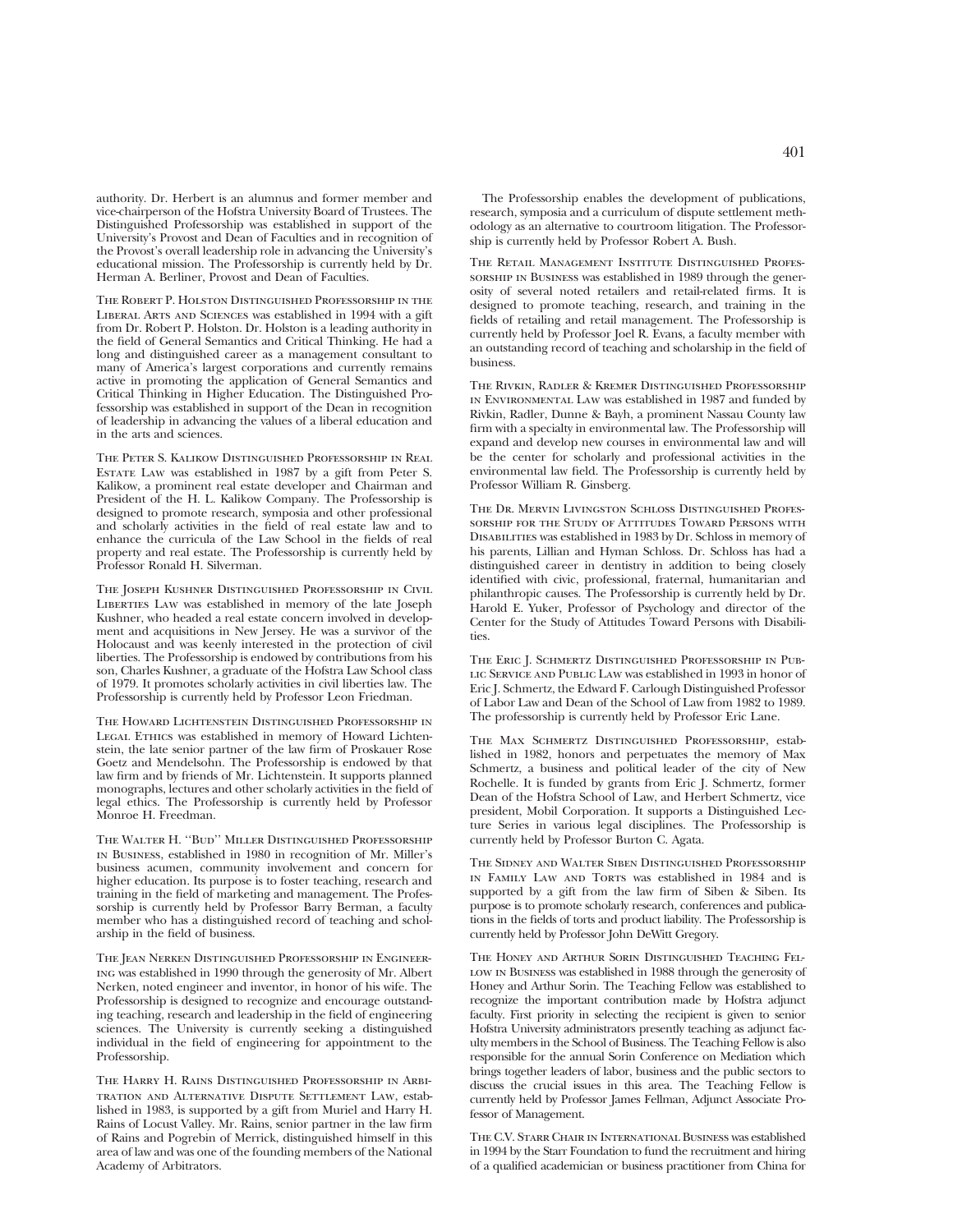authority. Dr. Herbert is an alumnus and former member and vice-chairperson of the Hofstra University Board of Trustees. The Distinguished Professorship was established in support of the University's Provost and Dean of Faculties and in recognition of the Provost's overall leadership role in advancing the University's educational mission. The Professorship is currently held by Dr. Herman A. Berliner, Provost and Dean of Faculties.

The Robert P. Holston Distinguished Professorship in the Liberal Arts and Sciences was established in 1994 with a gift from Dr. Robert P. Holston. Dr. Holston is a leading authority in the field of General Semantics and Critical Thinking. He had a long and distinguished career as a management consultant to many of America's largest corporations and currently remains active in promoting the application of General Semantics and Critical Thinking in Higher Education. The Distinguished Professorship was established in support of the Dean in recognition of leadership in advancing the values of a liberal education and in the arts and sciences.

The Peter S. Kalikow Distinguished Professorship in Real Estate Law was established in 1987 by a gift from Peter S. Kalikow, a prominent real estate developer and Chairman and President of the H. L. Kalikow Company. The Professorship is designed to promote research, symposia and other professional and scholarly activities in the field of real estate law and to enhance the curricula of the Law School in the fields of real property and real estate. The Professorship is currently held by Professor Ronald H. Silverman.

The Joseph Kushner Distinguished Professorship in Civil Liberties Law was established in memory of the late Joseph Kushner, who headed a real estate concern involved in development and acquisitions in New Jersey. He was a survivor of the Holocaust and was keenly interested in the protection of civil liberties. The Professorship is endowed by contributions from his son, Charles Kushner, a graduate of the Hofstra Law School class of 1979. It promotes scholarly activities in civil liberties law. The Professorship is currently held by Professor Leon Friedman.

The Howard Lichtenstein Distinguished Professorship in Legal Ethics was established in memory of Howard Lichtenstein, the late senior partner of the law firm of Proskauer Rose Goetz and Mendelsohn. The Professorship is endowed by that law firm and by friends of Mr. Lichtenstein. It supports planned monographs, lectures and other scholarly activities in the field of legal ethics. The Professorship is currently held by Professor Monroe H. Freedman.

The Walter H. ''Bud'' Miller Distinguished Professorship in Business, established in 1980 in recognition of Mr. Miller's business acumen, community involvement and concern for higher education. Its purpose is to foster teaching, research and training in the field of marketing and management. The Professorship is currently held by Professor Barry Berman, a faculty member who has a distinguished record of teaching and scholarship in the field of business.

The Jean Nerken Distinguished Professorship in Engineering was established in 1990 through the generosity of Mr. Albert Nerken, noted engineer and inventor, in honor of his wife. The Professorship is designed to recognize and encourage outstanding teaching, research and leadership in the field of engineering sciences. The University is currently seeking a distinguished individual in the field of engineering for appointment to the Professorship.

The Harry H. Rains Distinguished Professorship in Arbitration and Alternative Dispute Settlement Law, established in 1983, is supported by a gift from Muriel and Harry H. Rains of Locust Valley. Mr. Rains, senior partner in the law firm of Rains and Pogrebin of Merrick, distinguished himself in this area of law and was one of the founding members of the National Academy of Arbitrators.

The Professorship enables the development of publications, research, symposia and a curriculum of dispute settlement methodology as an alternative to courtroom litigation. The Professorship is currently held by Professor Robert A. Bush.

The Retail Management Institute Distinguished Professorship in Business was established in 1989 through the generosity of several noted retailers and retail-related firms. It is designed to promote teaching, research, and training in the fields of retailing and retail management. The Professorship is currently held by Professor Joel R. Evans, a faculty member with an outstanding record of teaching and scholarship in the field of business.

The Rivkin, Radler & Kremer Distinguished Professorship in Environmental Law was established in 1987 and funded by Rivkin, Radler, Dunne & Bayh, a prominent Nassau County law firm with a specialty in environmental law. The Professorship will expand and develop new courses in environmental law and will be the center for scholarly and professional activities in the environmental law field. The Professorship is currently held by Professor William R. Ginsberg.

The Dr. Mervin Livingston Schloss Distinguished Professorship for the Study of Attitudes Toward Persons with Disabilities was established in 1983 by Dr. Schloss in memory of his parents, Lillian and Hyman Schloss. Dr. Schloss has had a distinguished career in dentistry in addition to being closely identified with civic, professional, fraternal, humanitarian and philanthropic causes. The Professorship is currently held by Dr. Harold E. Yuker, Professor of Psychology and director of the Center for the Study of Attitudes Toward Persons with Disabilities.

The Eric J. Schmertz Distinguished Professorship in Public Service and Public Law was established in 1993 in honor of Eric J. Schmertz, the Edward F. Carlough Distinguished Professor of Labor Law and Dean of the School of Law from 1982 to 1989. The professorship is currently held by Professor Eric Lane.

The Max Schmertz Distinguished Professorship, established in 1982, honors and perpetuates the memory of Max Schmertz, a business and political leader of the city of New Rochelle. It is funded by grants from Eric J. Schmertz, former Dean of the Hofstra School of Law, and Herbert Schmertz, vice president, Mobil Corporation. It supports a Distinguished Lecture Series in various legal disciplines. The Professorship is currently held by Professor Burton C. Agata.

The Sidney and Walter Siben Distinguished Professorship in Family Law and Torts was established in 1984 and is supported by a gift from the law firm of Siben & Siben. Its purpose is to promote scholarly research, conferences and publications in the fields of torts and product liability. The Professorship is currently held by Professor John DeWitt Gregory.

The Honey and Arthur Sorin Distinguished Teaching Fellow in Business was established in 1988 through the generosity of Honey and Arthur Sorin. The Teaching Fellow was established to recognize the important contribution made by Hofstra adjunct faculty. First priority in selecting the recipient is given to senior Hofstra University administrators presently teaching as adjunct faculty members in the School of Business. The Teaching Fellow is also responsible for the annual Sorin Conference on Mediation which brings together leaders of labor, business and the public sectors to discuss the crucial issues in this area. The Teaching Fellow is currently held by Professor James Fellman, Adjunct Associate Professor of Management.

The C.V. Starr Chair in International Business was established in 1994 by the Starr Foundation to fund the recruitment and hiring of a qualified academician or business practitioner from China for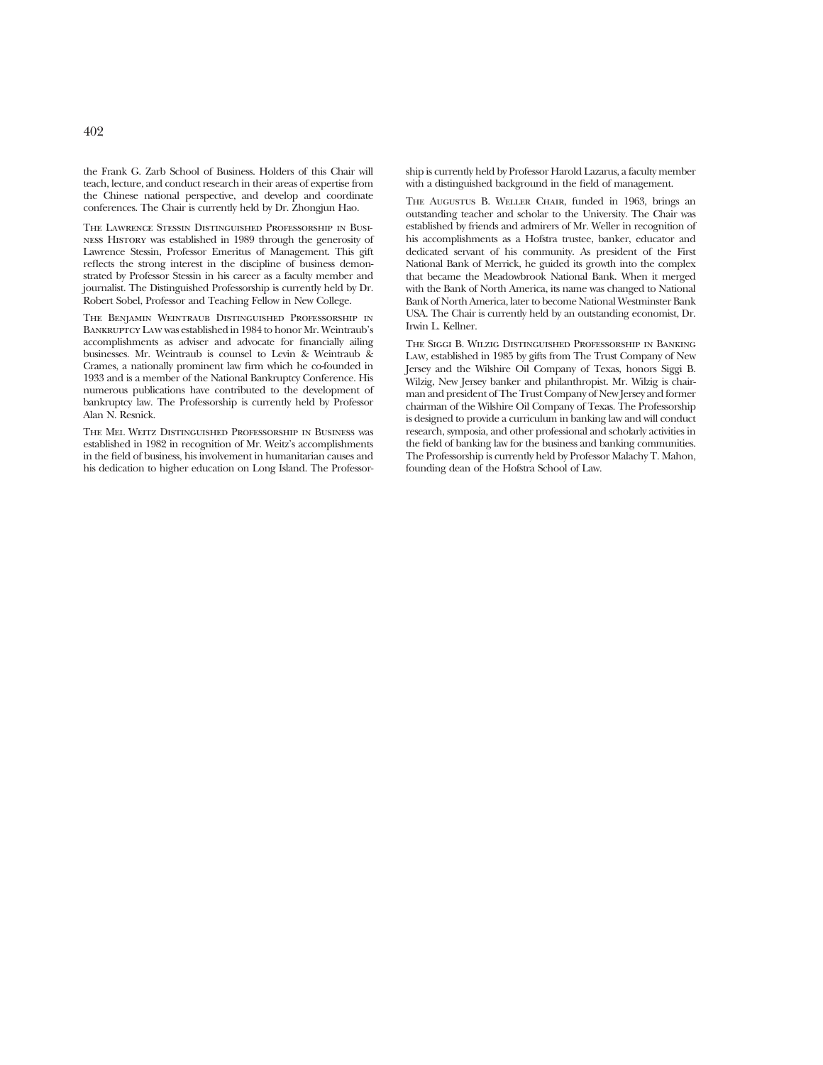the Frank G. Zarb School of Business. Holders of this Chair will teach, lecture, and conduct research in their areas of expertise from the Chinese national perspective, and develop and coordinate conferences. The Chair is currently held by Dr. Zhongjun Hao.

The Lawrence Stessin Distinguished Professorship in Business History was established in 1989 through the generosity of Lawrence Stessin, Professor Emeritus of Management. This gift reflects the strong interest in the discipline of business demonstrated by Professor Stessin in his career as a faculty member and journalist. The Distinguished Professorship is currently held by Dr. Robert Sobel, Professor and Teaching Fellow in New College.

The Benjamin Weintraub Distinguished Professorship in Bankruptcy Law was established in 1984 to honor Mr. Weintraub's accomplishments as adviser and advocate for financially ailing businesses. Mr. Weintraub is counsel to Levin & Weintraub & Crames, a nationally prominent law firm which he co-founded in 1933 and is a member of the National Bankruptcy Conference. His numerous publications have contributed to the development of bankruptcy law. The Professorship is currently held by Professor Alan N. Resnick.

The Mel Weitz Distinguished Professorship in Business was established in 1982 in recognition of Mr. Weitz's accomplishments in the field of business, his involvement in humanitarian causes and his dedication to higher education on Long Island. The Professorship is currently held by Professor Harold Lazarus, a faculty member with a distinguished background in the field of management.

The Augustus B. Weller Chair, funded in 1963, brings an outstanding teacher and scholar to the University. The Chair was established by friends and admirers of Mr. Weller in recognition of his accomplishments as a Hofstra trustee, banker, educator and dedicated servant of his community. As president of the First National Bank of Merrick, he guided its growth into the complex that became the Meadowbrook National Bank. When it merged with the Bank of North America, its name was changed to National Bank of North America, later to become National Westminster Bank USA. The Chair is currently held by an outstanding economist, Dr. Irwin L. Kellner.

The Siggi B. Wilzig Distinguished Professorship in Banking Law, established in 1985 by gifts from The Trust Company of New Jersey and the Wilshire Oil Company of Texas, honors Siggi B. Wilzig, New Jersey banker and philanthropist. Mr. Wilzig is chairman and president of The Trust Company of New Jersey and former chairman of the Wilshire Oil Company of Texas. The Professorship is designed to provide a curriculum in banking law and will conduct research, symposia, and other professional and scholarly activities in the field of banking law for the business and banking communities. The Professorship is currently held by Professor Malachy T. Mahon, founding dean of the Hofstra School of Law.